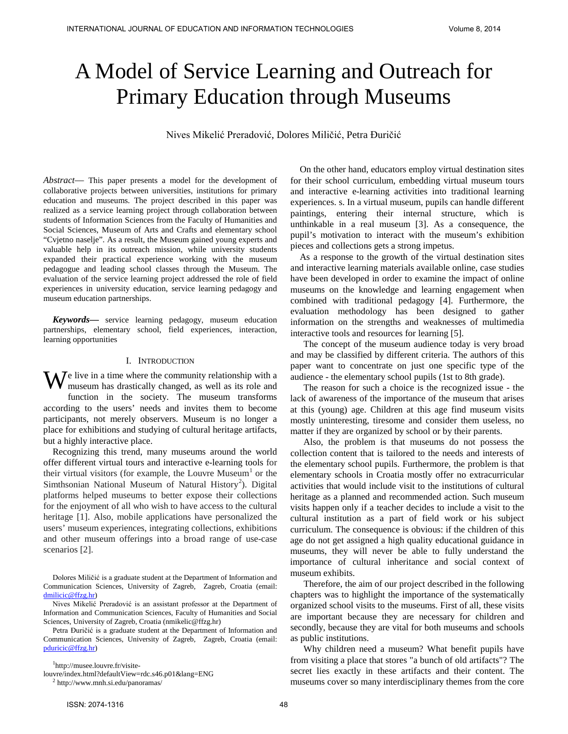# A Model of Service Learning and Outreach for Primary Education through Museums

Nives Mikelić Preradović, Dolores Miličić, Petra Đuričić

*Abstract*— This paper presents a model for the development of collaborative projects between universities, institutions for primary education and museums. The project described in this paper was realized as a service learning project through collaboration between students of Information Sciences from the Faculty of Humanities and Social Sciences, Museum of Arts and Crafts and elementary school "Cvjetno naselje". As a result, the Museum gained young experts and valuable help in its outreach mission, while university students expanded their practical experience working with the museum pedagogue and leading school classes through the Museum. The evaluation of the service learning project addressed the role of field experiences in university education, service learning pedagogy and museum education partnerships.

***Keywords***— service learning pedagogy, museum education partnerships, elementary school, field experiences, interaction, learning opportunities

## I. Introduction

We live in a time where the community relationship with a museum has drastically changed, as well as its role and function in the society. The museum transforms according to the users' needs and invites them to become participants, not merely observers. Museum is no longer a place for exhibitions and studying of cultural heritage artifacts, but a highly interactive place.

Recognizing this trend, many museums around the world offer different virtual tours and interactive e-learning tools for their virtual visitors (for example, the Louvre Museum[1] or the Simthsonian National Museum of Natural History[2]). Digital platforms helped museums to better expose their collections for the enjoyment of all who wish to have access to the cultural heritage [1]. Also, mobile applications have personalized the users' museum experiences, integrating collections, exhibitions and other museum offerings into a broad range of use-case scenarios [2].

On the other hand, educators employ virtual destination sites for their school curriculum, embedding virtual museum tours and interactive e-learning activities into traditional learning experiences. s. In a virtual museum, pupils can handle different paintings, entering their internal structure, which is unthinkable in a real museum [3]. As a consequence, the pupil's motivation to interact with the museum's exhibition pieces and collections gets a strong impetus.

As a response to the growth of the virtual destination sites and interactive learning materials available online, case studies have been developed in order to examine the impact of online museums on the knowledge and learning engagement when combined with traditional pedagogy [4]. Furthermore, the evaluation methodology has been designed to gather information on the strengths and weaknesses of multimedia interactive tools and resources for learning [5].

The concept of the museum audience today is very broad and may be classified by different criteria. The authors of this paper want to concentrate on just one specific type of the audience - the elementary school pupils (1st to 8th grade).

The reason for such a choice is the recognized issue - the lack of awareness of the importance of the museum that arises at this (young) age. Children at this age find museum visits mostly uninteresting, tiresome and consider them useless, no matter if they are organized by school or by their parents.

Also, the problem is that museums do not possess the collection content that is tailored to the needs and interests of the elementary school pupils. Furthermore, the problem is that elementary schools in Croatia mostly offer no extracurricular activities that would include visit to the institutions of cultural heritage as a planned and recommended action. Such museum visits happen only if a teacher decides to include a visit to the cultural institution as a part of field work or his subject curriculum. The consequence is obvious: if the children of this age do not get assigned a high quality educational guidance in museums, they will never be able to fully understand the importance of cultural inheritance and social context of museum exhibits.

Therefore, the aim of our project described in the following chapters was to highlight the importance of the systematically organized school visits to the museums. First of all, these visits are important because they are necessary for children and secondly, because they are vital for both museums and schools as public institutions.

Why children need a museum? What benefit pupils have from visiting a place that stores "a bunch of old artifacts"? The secret lies exactly in these artifacts and their content. The museums cover so many interdisciplinary themes from the core

---

Dolores Miličić is a graduate student at the Department of Information and Communication Sciences, University of Zagreb, Zagreb, Croatia (email: dmilicic@ffzg.hr)

Nives Mikelić Preradović is an assistant professor at the Department of Information and Communication Sciences, Faculty of Humanities and Social Sciences, University of Zagreb, Zagreb, Croatia (nmikelic@ffzg.hr)

Petra Đuričić is a graduate student at the Department of Information and Communication Sciences, University of Zagreb, Zagreb, Croatia (email: pduricic@ffzg.hr)

[1] http://musee.louvre.fr/visite-louvre/index.html?defaultView=rdc.s46.p01&lang=ENG

[2] http://www.mnh.si.edu/panoramas/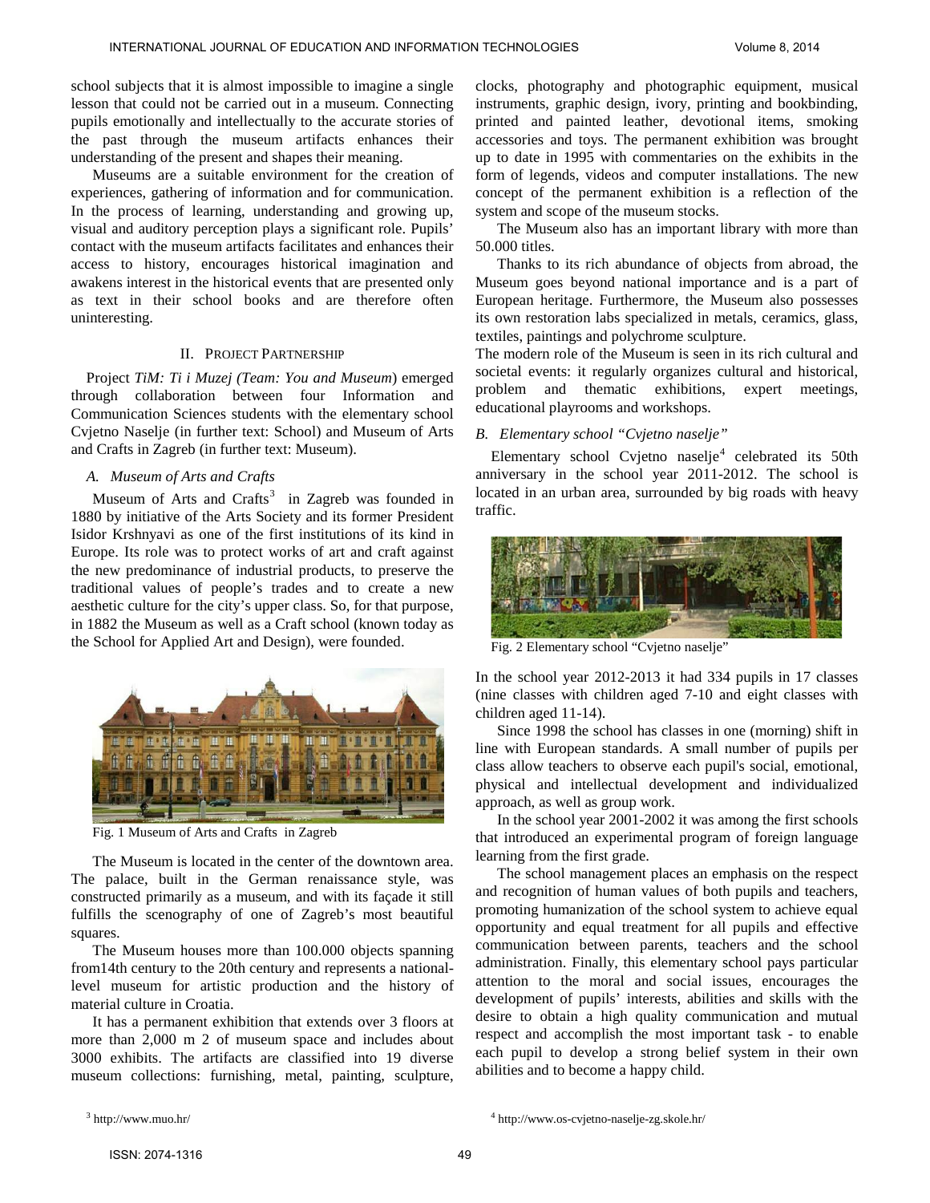school subjects that it is almost impossible to imagine a single lesson that could not be carried out in a museum. Connecting pupils emotionally and intellectually to the accurate stories of the past through the museum artifacts enhances their understanding of the present and shapes their meaning.

Museums are a suitable environment for the creation of experiences, gathering of information and for communication. In the process of learning, understanding and growing up, visual and auditory perception plays a significant role. Pupils' contact with the museum artifacts facilitates and enhances their access to history, encourages historical imagination and awakens interest in the historical events that are presented only as text in their school books and are therefore often uninteresting.

## II. Project Partnership

Project *TiM: Ti i Muzej (Team: You and Museum)* emerged through collaboration between four Information and Communication Sciences students with the elementary school Cvjetno Naselje (in further text: School) and Museum of Arts and Crafts in Zagreb (in further text: Museum).

### A. Museum of Arts and Crafts

Museum of Arts and Crafts[3] in Zagreb was founded in 1880 by initiative of the Arts Society and its former President Isidor Krshnyavi as one of the first institutions of its kind in Europe. Its role was to protect works of art and craft against the new predominance of industrial products, to preserve the traditional values of people's trades and to create a new aesthetic culture for the city's upper class. So, for that purpose, in 1882 the Museum as well as a Craft school (known today as the School for Applied Art and Design), were founded.

Fig. 1 Museum of Arts and Crafts in Zagreb

The Museum is located in the center of the downtown area. The palace, built in the German renaissance style, was constructed primarily as a museum, and with its façade it still fulfills the scenography of one of Zagreb's most beautiful squares.

The Museum houses more than 100.000 objects spanning from14th century to the 20th century and represents a national-level museum for artistic production and the history of material culture in Croatia.

It has a permanent exhibition that extends over 3 floors at more than 2,000 m 2 of museum space and includes about 3000 exhibits. The artifacts are classified into 19 diverse museum collections: furnishing, metal, painting, sculpture, clocks, photography and photographic equipment, musical instruments, graphic design, ivory, printing and bookbinding, printed and painted leather, devotional items, smoking accessories and toys. The permanent exhibition was brought up to date in 1995 with commentaries on the exhibits in the form of legends, videos and computer installations. The new concept of the permanent exhibition is a reflection of the system and scope of the museum stocks.

The Museum also has an important library with more than 50.000 titles.

Thanks to its rich abundance of objects from abroad, the Museum goes beyond national importance and is a part of European heritage. Furthermore, the Museum also possesses its own restoration labs specialized in metals, ceramics, glass, textiles, paintings and polychrome sculpture.

The modern role of the Museum is seen in its rich cultural and societal events: it regularly organizes cultural and historical, problem and thematic exhibitions, expert meetings, educational playrooms and workshops.

### B. Elementary school "Cvjetno naselje"

Elementary school Cvjetno naselje[4] celebrated its 50th anniversary in the school year 2011-2012. The school is located in an urban area, surrounded by big roads with heavy traffic.

Fig. 2 Elementary school "Cvjetno naselje"

In the school year 2012-2013 it had 334 pupils in 17 classes (nine classes with children aged 7-10 and eight classes with children aged 11-14).

Since 1998 the school has classes in one (morning) shift in line with European standards. A small number of pupils per class allow teachers to observe each pupil's social, emotional, physical and intellectual development and individualized approach, as well as group work.

In the school year 2001-2002 it was among the first schools that introduced an experimental program of foreign language learning from the first grade.

The school management places an emphasis on the respect and recognition of human values of both pupils and teachers, promoting humanization of the school system to achieve equal opportunity and equal treatment for all pupils and effective communication between parents, teachers and the school administration. Finally, this elementary school pays particular attention to the moral and social issues, encourages the development of pupils' interests, abilities and skills with the desire to obtain a high quality communication and mutual respect and accomplish the most important task - to enable each pupil to develop a strong belief system in their own abilities and to become a happy child.

[3] http://www.muo.hr/

[4] http://www.os-cvjetno-naselje-zg.skole.hr/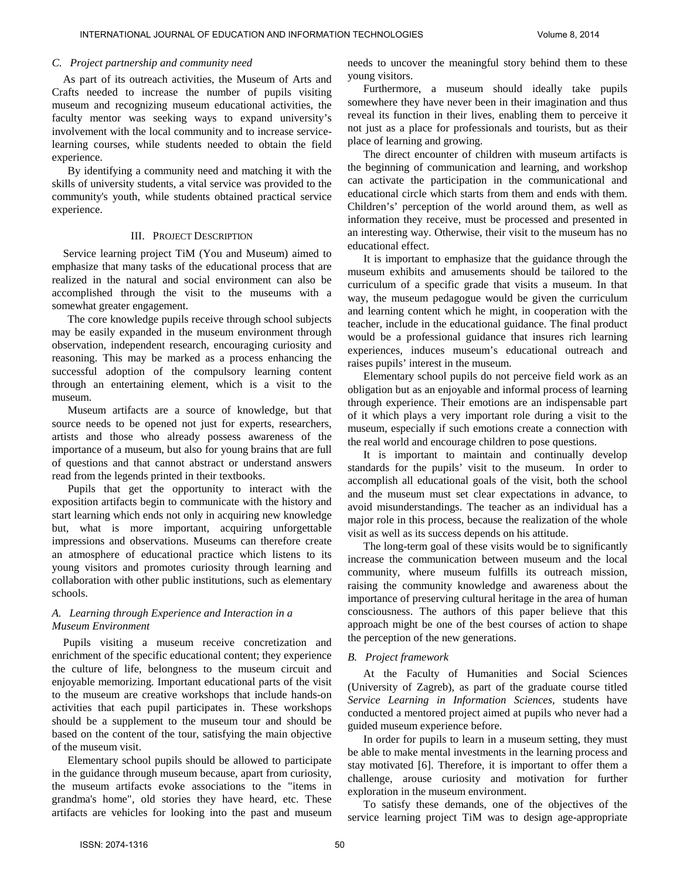### C. Project partnership and community need

As part of its outreach activities, the Museum of Arts and Crafts needed to increase the number of pupils visiting museum and recognizing museum educational activities, the faculty mentor was seeking ways to expand university's involvement with the local community and to increase service-learning courses, while students needed to obtain the field experience.

By identifying a community need and matching it with the skills of university students, a vital service was provided to the community's youth, while students obtained practical service experience.

## III. Project Description

Service learning project TiM (You and Museum) aimed to emphasize that many tasks of the educational process that are realized in the natural and social environment can also be accomplished through the visit to the museums with a somewhat greater engagement.

The core knowledge pupils receive through school subjects may be easily expanded in the museum environment through observation, independent research, encouraging curiosity and reasoning. This may be marked as a process enhancing the successful adoption of the compulsory learning content through an entertaining element, which is a visit to the museum.

Museum artifacts are a source of knowledge, but that source needs to be opened not just for experts, researchers, artists and those who already possess awareness of the importance of a museum, but also for young brains that are full of questions and that cannot abstract or understand answers read from the legends printed in their textbooks.

Pupils that get the opportunity to interact with the exposition artifacts begin to communicate with the history and start learning which ends not only in acquiring new knowledge but, what is more important, acquiring unforgettable impressions and observations. Museums can therefore create an atmosphere of educational practice which listens to its young visitors and promotes curiosity through learning and collaboration with other public institutions, such as elementary schools.

### A. Learning through Experience and Interaction in a Museum Environment

Pupils visiting a museum receive concretization and enrichment of the specific educational content; they experience the culture of life, belongness to the museum circuit and enjoyable memorizing. Important educational parts of the visit to the museum are creative workshops that include hands-on activities that each pupil participates in. These workshops should be a supplement to the museum tour and should be based on the content of the tour, satisfying the main objective of the museum visit.

Elementary school pupils should be allowed to participate in the guidance through museum because, apart from curiosity, the museum artifacts evoke associations to the "items in grandma's home", old stories they have heard, etc. These artifacts are vehicles for looking into the past and museum needs to uncover the meaningful story behind them to these young visitors.

Furthermore, a museum should ideally take pupils somewhere they have never been in their imagination and thus reveal its function in their lives, enabling them to perceive it not just as a place for professionals and tourists, but as their place of learning and growing.

The direct encounter of children with museum artifacts is the beginning of communication and learning, and workshop can activate the participation in the communicational and educational circle which starts from them and ends with them. Children's' perception of the world around them, as well as information they receive, must be processed and presented in an interesting way. Otherwise, their visit to the museum has no educational effect.

It is important to emphasize that the guidance through the museum exhibits and amusements should be tailored to the curriculum of a specific grade that visits a museum. In that way, the museum pedagogue would be given the curriculum and learning content which he might, in cooperation with the teacher, include in the educational guidance. The final product would be a professional guidance that insures rich learning experiences, induces museum's educational outreach and raises pupils' interest in the museum.

Elementary school pupils do not perceive field work as an obligation but as an enjoyable and informal process of learning through experience. Their emotions are an indispensable part of it which plays a very important role during a visit to the museum, especially if such emotions create a connection with the real world and encourage children to pose questions.

It is important to maintain and continually develop standards for the pupils' visit to the museum. In order to accomplish all educational goals of the visit, both the school and the museum must set clear expectations in advance, to avoid misunderstandings. The teacher as an individual has a major role in this process, because the realization of the whole visit as well as its success depends on his attitude.

The long-term goal of these visits would be to significantly increase the communication between museum and the local community, where museum fulfills its outreach mission, raising the community knowledge and awareness about the importance of preserving cultural heritage in the area of human consciousness. The authors of this paper believe that this approach might be one of the best courses of action to shape the perception of the new generations.

### B. Project framework

At the Faculty of Humanities and Social Sciences (University of Zagreb), as part of the graduate course titled *Service Learning in Information Sciences,* students have conducted a mentored project aimed at pupils who never had a guided museum experience before.

In order for pupils to learn in a museum setting, they must be able to make mental investments in the learning process and stay motivated [6]. Therefore, it is important to offer them a challenge, arouse curiosity and motivation for further exploration in the museum environment.

To satisfy these demands, one of the objectives of the service learning project TiM was to design age-appropriate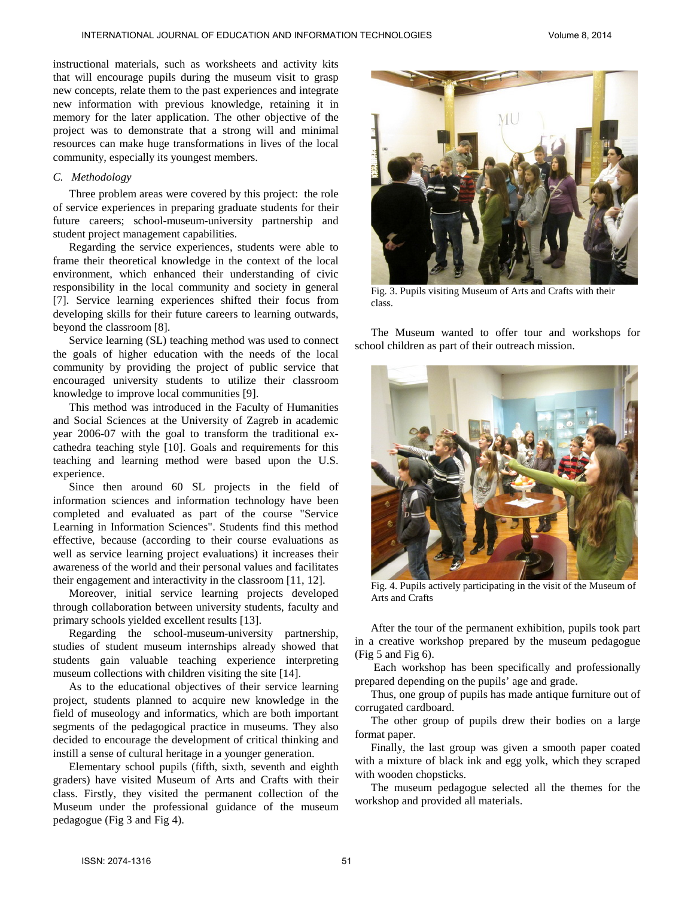instructional materials, such as worksheets and activity kits that will encourage pupils during the museum visit to grasp new concepts, relate them to the past experiences and integrate new information with previous knowledge, retaining it in memory for the later application. The other objective of the project was to demonstrate that a strong will and minimal resources can make huge transformations in lives of the local community, especially its youngest members.

### *C. Methodology*

Three problem areas were covered by this project: the role of service experiences in preparing graduate students for their future careers; school-museum-university partnership and student project management capabilities.

Regarding the service experiences, students were able to frame their theoretical knowledge in the context of the local environment, which enhanced their understanding of civic responsibility in the local community and society in general [7]. Service learning experiences shifted their focus from developing skills for their future careers to learning outwards, beyond the classroom [8].

Service learning (SL) teaching method was used to connect the goals of higher education with the needs of the local community by providing the project of public service that encouraged university students to utilize their classroom knowledge to improve local communities [9].

This method was introduced in the Faculty of Humanities and Social Sciences at the University of Zagreb in academic year 2006-07 with the goal to transform the traditional ex-cathedra teaching style [10]. Goals and requirements for this teaching and learning method were based upon the U.S. experience.

Since then around 60 SL projects in the field of information sciences and information technology have been completed and evaluated as part of the course "Service Learning in Information Sciences". Students find this method effective, because (according to their course evaluations as well as service learning project evaluations) it increases their awareness of the world and their personal values and facilitates their engagement and interactivity in the classroom [11, 12].

Moreover, initial service learning projects developed through collaboration between university students, faculty and primary schools yielded excellent results [13].

Regarding the school-museum-university partnership, studies of student museum internships already showed that students gain valuable teaching experience interpreting museum collections with children visiting the site [14].

As to the educational objectives of their service learning project, students planned to acquire new knowledge in the field of museology and informatics, which are both important segments of the pedagogical practice in museums. They also decided to encourage the development of critical thinking and instill a sense of cultural heritage in a younger generation.

Elementary school pupils (fifth, sixth, seventh and eighth graders) have visited Museum of Arts and Crafts with their class. Firstly, they visited the permanent collection of the Museum under the professional guidance of the museum pedagogue (Fig 3 and Fig 4).

Fig. 3. Pupils visiting Museum of Arts and Crafts with their class.

The Museum wanted to offer tour and workshops for school children as part of their outreach mission.

Fig. 4. Pupils actively participating in the visit of the Museum of Arts and Crafts

After the tour of the permanent exhibition, pupils took part in a creative workshop prepared by the museum pedagogue (Fig 5 and Fig 6).

Each workshop has been specifically and professionally prepared depending on the pupils' age and grade.

Thus, one group of pupils has made antique furniture out of corrugated cardboard.

The other group of pupils drew their bodies on a large format paper.

Finally, the last group was given a smooth paper coated with a mixture of black ink and egg yolk, which they scraped with wooden chopsticks.

The museum pedagogue selected all the themes for the workshop and provided all materials.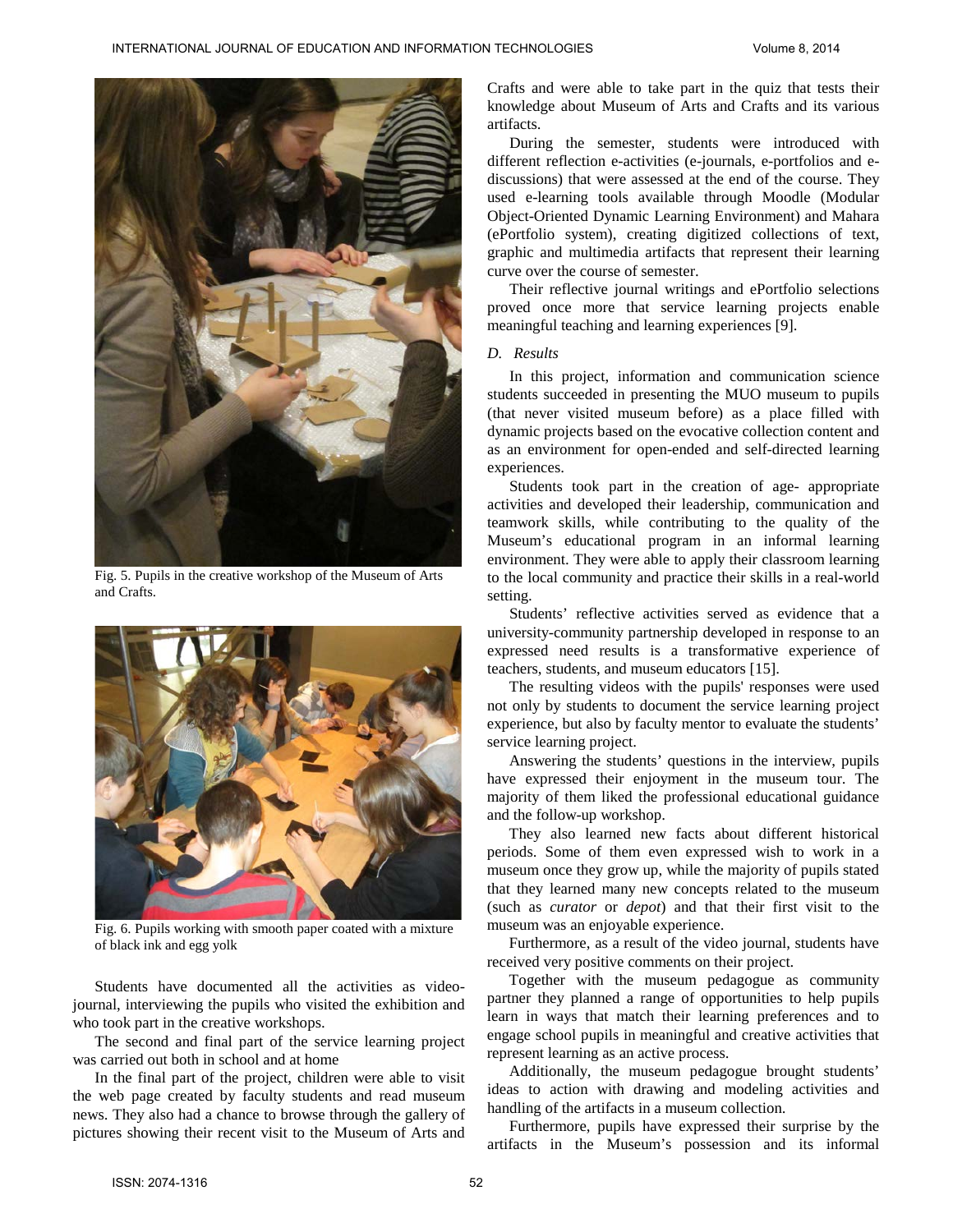Fig. 5. Pupils in the creative workshop of the Museum of Arts and Crafts.

Fig. 6. Pupils working with smooth paper coated with a mixture of black ink and egg yolk

Students have documented all the activities as video-journal, interviewing the pupils who visited the exhibition and who took part in the creative workshops.

The second and final part of the service learning project was carried out both in school and at home

In the final part of the project, children were able to visit the web page created by faculty students and read museum news. They also had a chance to browse through the gallery of pictures showing their recent visit to the Museum of Arts and Crafts and were able to take part in the quiz that tests their knowledge about Museum of Arts and Crafts and its various artifacts.

During the semester, students were introduced with different reflection e-activities (e-journals, e-portfolios and e-discussions) that were assessed at the end of the course. They used e-learning tools available through Moodle (Modular Object-Oriented Dynamic Learning Environment) and Mahara (ePortfolio system), creating digitized collections of text, graphic and multimedia artifacts that represent their learning curve over the course of semester.

Their reflective journal writings and ePortfolio selections proved once more that service learning projects enable meaningful teaching and learning experiences [9].

### *D. Results*

In this project, information and communication science students succeeded in presenting the MUO museum to pupils (that never visited museum before) as a place filled with dynamic projects based on the evocative collection content and as an environment for open-ended and self-directed learning experiences.

Students took part in the creation of age- appropriate activities and developed their leadership, communication and teamwork skills, while contributing to the quality of the Museum's educational program in an informal learning environment. They were able to apply their classroom learning to the local community and practice their skills in a real-world setting.

Students' reflective activities served as evidence that a university-community partnership developed in response to an expressed need results is a transformative experience of teachers, students, and museum educators [15].

The resulting videos with the pupils' responses were used not only by students to document the service learning project experience, but also by faculty mentor to evaluate the students' service learning project.

Answering the students' questions in the interview, pupils have expressed their enjoyment in the museum tour. The majority of them liked the professional educational guidance and the follow-up workshop.

They also learned new facts about different historical periods. Some of them even expressed wish to work in a museum once they grow up, while the majority of pupils stated that they learned many new concepts related to the museum (such as *curator* or *depot*) and that their first visit to the museum was an enjoyable experience.

Furthermore, as a result of the video journal, students have received very positive comments on their project.

Together with the museum pedagogue as community partner they planned a range of opportunities to help pupils learn in ways that match their learning preferences and to engage school pupils in meaningful and creative activities that represent learning as an active process.

Additionally, the museum pedagogue brought students' ideas to action with drawing and modeling activities and handling of the artifacts in a museum collection.

Furthermore, pupils have expressed their surprise by the artifacts in the Museum's possession and its informal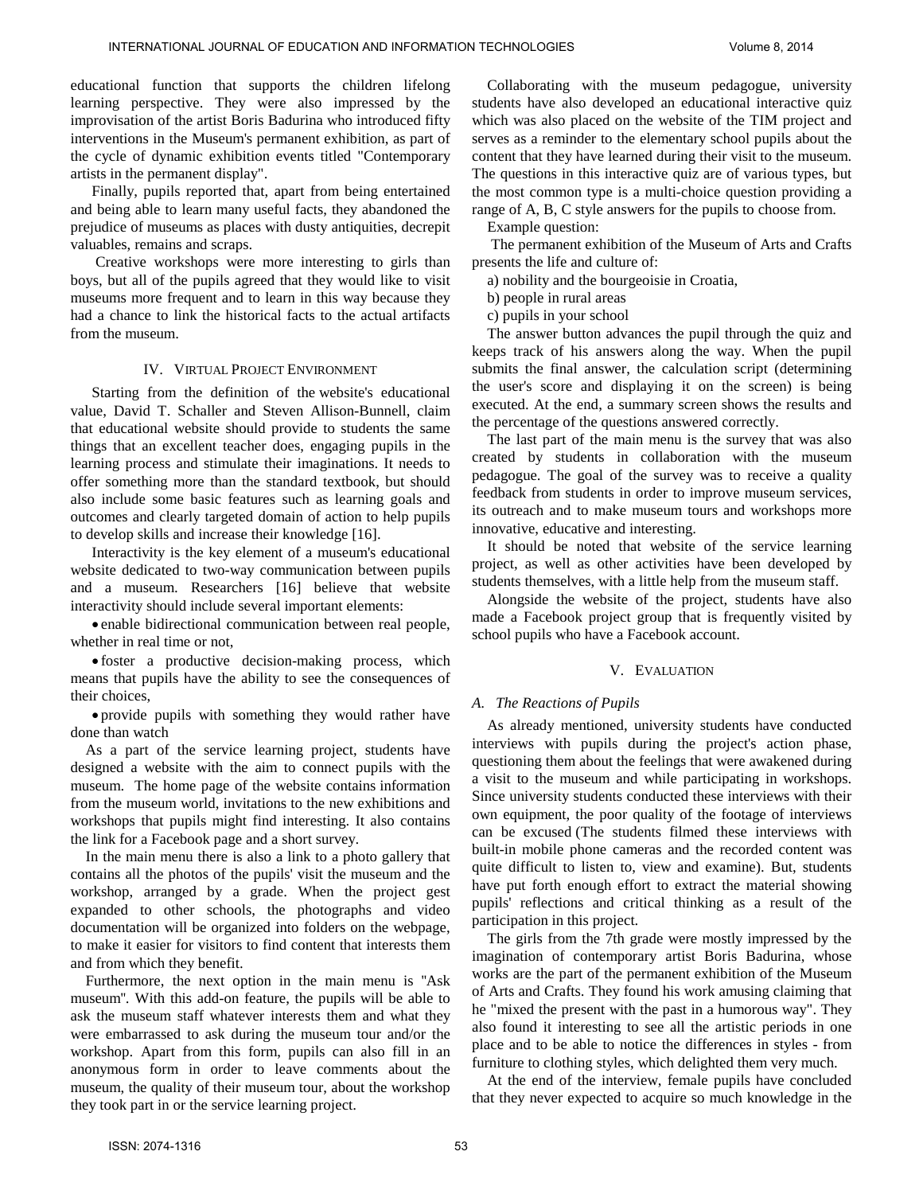educational function that supports the children lifelong learning perspective. They were also impressed by the improvisation of the artist Boris Badurina who introduced fifty interventions in the Museum's permanent exhibition, as part of the cycle of dynamic exhibition events titled "Contemporary artists in the permanent display".

Finally, pupils reported that, apart from being entertained and being able to learn many useful facts, they abandoned the prejudice of museums as places with dusty antiquities, decrepit valuables, remains and scraps.

Creative workshops were more interesting to girls than boys, but all of the pupils agreed that they would like to visit museums more frequent and to learn in this way because they had a chance to link the historical facts to the actual artifacts from the museum.

## IV. Virtual Project Environment

Starting from the definition of the website's educational value, David T. Schaller and Steven Allison-Bunnell, claim that educational website should provide to students the same things that an excellent teacher does, engaging pupils in the learning process and stimulate their imaginations. It needs to offer something more than the standard textbook, but should also include some basic features such as learning goals and outcomes and clearly targeted domain of action to help pupils to develop skills and increase their knowledge [16].

Interactivity is the key element of a museum's educational website dedicated to two-way communication between pupils and a museum. Researchers [16] believe that website interactivity should include several important elements:

- enable bidirectional communication between real people, whether in real time or not,
- foster a productive decision-making process, which means that pupils have the ability to see the consequences of their choices,
- provide pupils with something they would rather have done than watch

As a part of the service learning project, students have designed a website with the aim to connect pupils with the museum. The home page of the website contains information from the museum world, invitations to the new exhibitions and workshops that pupils might find interesting. It also contains the link for a Facebook page and a short survey.

In the main menu there is also a link to a photo gallery that contains all the photos of the pupils' visit the museum and the workshop, arranged by a grade. When the project gest expanded to other schools, the photographs and video documentation will be organized into folders on the webpage, to make it easier for visitors to find content that interests them and from which they benefit.

Furthermore, the next option in the main menu is "Ask museum". With this add-on feature, the pupils will be able to ask the museum staff whatever interests them and what they were embarrassed to ask during the museum tour and/or the workshop. Apart from this form, pupils can also fill in an anonymous form in order to leave comments about the museum, the quality of their museum tour, about the workshop they took part in or the service learning project.

Collaborating with the museum pedagogue, university students have also developed an educational interactive quiz which was also placed on the website of the TIM project and serves as a reminder to the elementary school pupils about the content that they have learned during their visit to the museum. The questions in this interactive quiz are of various types, but the most common type is a multi-choice question providing a range of A, B, C style answers for the pupils to choose from.

Example question:

The permanent exhibition of the Museum of Arts and Crafts presents the life and culture of:

a) nobility and the bourgeoisie in Croatia,

b) people in rural areas

c) pupils in your school

The answer button advances the pupil through the quiz and keeps track of his answers along the way. When the pupil submits the final answer, the calculation script (determining the user's score and displaying it on the screen) is being executed. At the end, a summary screen shows the results and the percentage of the questions answered correctly.

The last part of the main menu is the survey that was also created by students in collaboration with the museum pedagogue. The goal of the survey was to receive a quality feedback from students in order to improve museum services, its outreach and to make museum tours and workshops more innovative, educative and interesting.

It should be noted that website of the service learning project, as well as other activities have been developed by students themselves, with a little help from the museum staff.

Alongside the website of the project, students have also made a Facebook project group that is frequently visited by school pupils who have a Facebook account.

## V. Evaluation

### *A. The Reactions of Pupils*

As already mentioned, university students have conducted interviews with pupils during the project's action phase, questioning them about the feelings that were awakened during a visit to the museum and while participating in workshops. Since university students conducted these interviews with their own equipment, the poor quality of the footage of interviews can be excused (The students filmed these interviews with built-in mobile phone cameras and the recorded content was quite difficult to listen to, view and examine). But, students have put forth enough effort to extract the material showing pupils' reflections and critical thinking as a result of the participation in this project.

The girls from the 7th grade were mostly impressed by the imagination of contemporary artist Boris Badurina, whose works are the part of the permanent exhibition of the Museum of Arts and Crafts. They found his work amusing claiming that he "mixed the present with the past in a humorous way". They also found it interesting to see all the artistic periods in one place and to be able to notice the differences in styles - from furniture to clothing styles, which delighted them very much.

At the end of the interview, female pupils have concluded that they never expected to acquire so much knowledge in the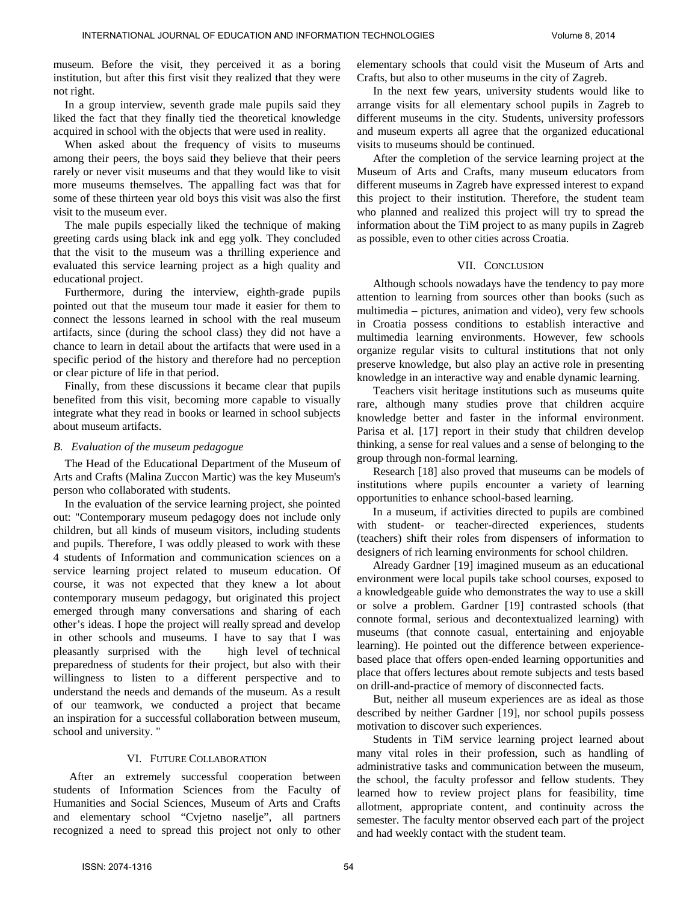museum. Before the visit, they perceived it as a boring institution, but after this first visit they realized that they were not right.

In a group interview, seventh grade male pupils said they liked the fact that they finally tied the theoretical knowledge acquired in school with the objects that were used in reality.

When asked about the frequency of visits to museums among their peers, the boys said they believe that their peers rarely or never visit museums and that they would like to visit more museums themselves. The appalling fact was that for some of these thirteen year old boys this visit was also the first visit to the museum ever.

The male pupils especially liked the technique of making greeting cards using black ink and egg yolk. They concluded that the visit to the museum was a thrilling experience and evaluated this service learning project as a high quality and educational project.

Furthermore, during the interview, eighth-grade pupils pointed out that the museum tour made it easier for them to connect the lessons learned in school with the real museum artifacts, since (during the school class) they did not have a chance to learn in detail about the artifacts that were used in a specific period of the history and therefore had no perception or clear picture of life in that period.

Finally, from these discussions it became clear that pupils benefited from this visit, becoming more capable to visually integrate what they read in books or learned in school subjects about museum artifacts.

### *B. Evaluation of the museum pedagogue*

The Head of the Educational Department of the Museum of Arts and Crafts (Malina Zuccon Martic) was the key Museum's person who collaborated with students.

In the evaluation of the service learning project, she pointed out: "Contemporary museum pedagogy does not include only children, but all kinds of museum visitors, including students and pupils. Therefore, I was oddly pleased to work with these 4 students of Information and communication sciences on a service learning project related to museum education. Of course, it was not expected that they knew a lot about contemporary museum pedagogy, but originated this project emerged through many conversations and sharing of each other's ideas. I hope the project will really spread and develop in other schools and museums. I have to say that I was pleasantly surprised with the high level of technical preparedness of students for their project, but also with their willingness to listen to a different perspective and to understand the needs and demands of the museum. As a result of our teamwork, we conducted a project that became an inspiration for a successful collaboration between museum, school and university. "

## VI. Future Collaboration

After an extremely successful cooperation between students of Information Sciences from the Faculty of Humanities and Social Sciences, Museum of Arts and Crafts and elementary school "Cvjetno naselje", all partners recognized a need to spread this project not only to other elementary schools that could visit the Museum of Arts and Crafts, but also to other museums in the city of Zagreb.

In the next few years, university students would like to arrange visits for all elementary school pupils in Zagreb to different museums in the city. Students, university professors and museum experts all agree that the organized educational visits to museums should be continued.

After the completion of the service learning project at the Museum of Arts and Crafts, many museum educators from different museums in Zagreb have expressed interest to expand this project to their institution. Therefore, the student team who planned and realized this project will try to spread the information about the TiM project to as many pupils in Zagreb as possible, even to other cities across Croatia.

## VII. Conclusion

Although schools nowadays have the tendency to pay more attention to learning from sources other than books (such as multimedia – pictures, animation and video), very few schools in Croatia possess conditions to establish interactive and multimedia learning environments. However, few schools organize regular visits to cultural institutions that not only preserve knowledge, but also play an active role in presenting knowledge in an interactive way and enable dynamic learning.

Teachers visit heritage institutions such as museums quite rare, although many studies prove that children acquire knowledge better and faster in the informal environment. Parisa et al. [17] report in their study that children develop thinking, a sense for real values and a sense of belonging to the group through non-formal learning.

Research [18] also proved that museums can be models of institutions where pupils encounter a variety of learning opportunities to enhance school-based learning.

In a museum, if activities directed to pupils are combined with student- or teacher-directed experiences, students (teachers) shift their roles from dispensers of information to designers of rich learning environments for school children.

Already Gardner [19] imagined museum as an educational environment were local pupils take school courses, exposed to a knowledgeable guide who demonstrates the way to use a skill or solve a problem. Gardner [19] contrasted schools (that connote formal, serious and decontextualized learning) with museums (that connote casual, entertaining and enjoyable learning). He pointed out the difference between experience-based place that offers open-ended learning opportunities and place that offers lectures about remote subjects and tests based on drill-and-practice of memory of disconnected facts.

But, neither all museum experiences are as ideal as those described by neither Gardner [19], nor school pupils possess motivation to discover such experiences.

Students in TiM service learning project learned about many vital roles in their profession, such as handling of administrative tasks and communication between the museum, the school, the faculty professor and fellow students. They learned how to review project plans for feasibility, time allotment, appropriate content, and continuity across the semester. The faculty mentor observed each part of the project and had weekly contact with the student team.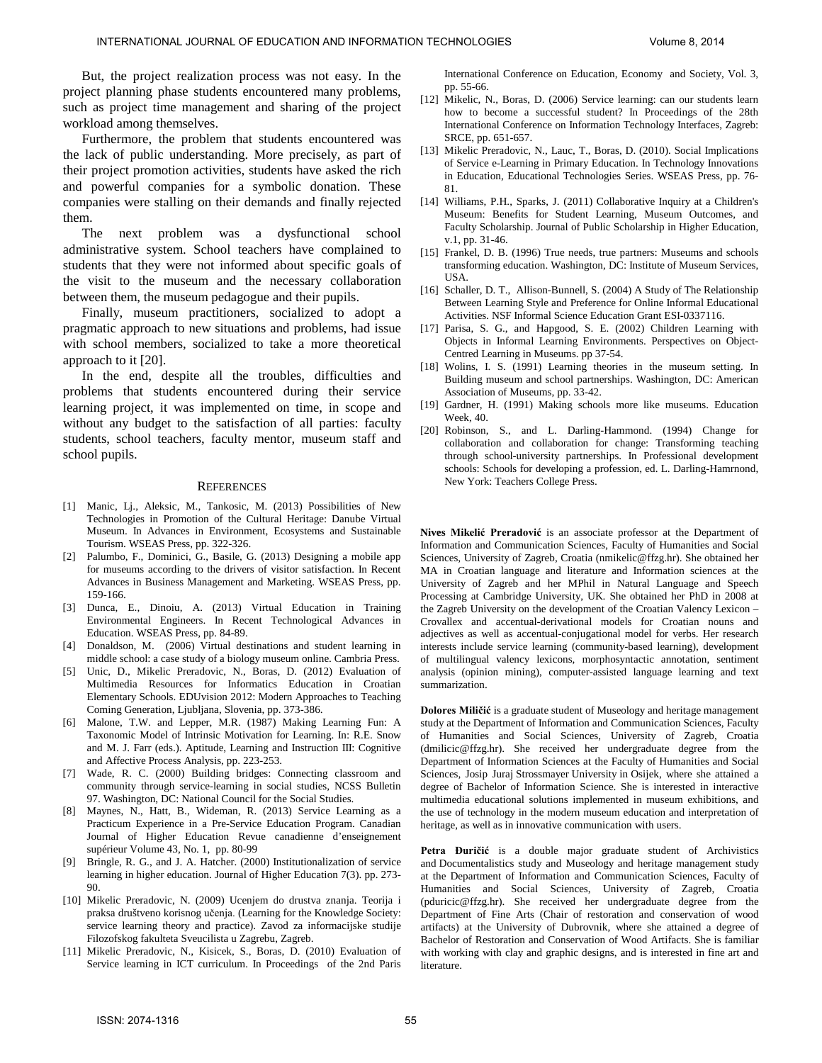But, the project realization process was not easy. In the project planning phase students encountered many problems, such as project time management and sharing of the project workload among themselves.

Furthermore, the problem that students encountered was the lack of public understanding. More precisely, as part of their project promotion activities, students have asked the rich and powerful companies for a symbolic donation. These companies were stalling on their demands and finally rejected them.

The next problem was a dysfunctional school administrative system. School teachers have complained to students that they were not informed about specific goals of the visit to the museum and the necessary collaboration between them, the museum pedagogue and their pupils.

Finally, museum practitioners, socialized to adopt a pragmatic approach to new situations and problems, had issue with school members, socialized to take a more theoretical approach to it [20].

In the end, despite all the troubles, difficulties and problems that students encountered during their service learning project, it was implemented on time, in scope and without any budget to the satisfaction of all parties: faculty students, school teachers, faculty mentor, museum staff and school pupils.

## References

[1] Manic, Lj., Aleksic, M., Tankosic, M. (2013) Possibilities of New Technologies in Promotion of the Cultural Heritage: Danube Virtual Museum. In Advances in Environment, Ecosystems and Sustainable Tourism. WSEAS Press, pp. 322-326.

[2] Palumbo, F., Dominici, G., Basile, G. (2013) Designing a mobile app for museums according to the drivers of visitor satisfaction. In Recent Advances in Business Management and Marketing. WSEAS Press, pp. 159-166.

[3] Dunca, E., Dinoiu, A. (2013) Virtual Education in Training Environmental Engineers. In Recent Technological Advances in Education. WSEAS Press, pp. 84-89.

[4] Donaldson, M. (2006) Virtual destinations and student learning in middle school: a case study of a biology museum online. Cambria Press.

[5] Unic, D., Mikelic Preradovic, N., Boras, D. (2012) Evaluation of Multimedia Resources for Informatics Education in Croatian Elementary Schools. EDUvision 2012: Modern Approaches to Teaching Coming Generation, Ljubljana, Slovenia, pp. 373-386.

[6] Malone, T.W. and Lepper, M.R. (1987) Making Learning Fun: A Taxonomic Model of Intrinsic Motivation for Learning. In: R.E. Snow and M. J. Farr (eds.). Aptitude, Learning and Instruction III: Cognitive and Affective Process Analysis, pp. 223-253.

[7] Wade, R. C. (2000) Building bridges: Connecting classroom and community through service-learning in social studies, NCSS Bulletin 97. Washington, DC: National Council for the Social Studies.

[8] Maynes, N., Hatt, B., Wideman, R. (2013) Service Learning as a Practicum Experience in a Pre-Service Education Program. Canadian Journal of Higher Education Revue canadienne d'enseignement supérieur Volume 43, No. 1, pp. 80-99

[9] Bringle, R. G., and J. A. Hatcher. (2000) Institutionalization of service learning in higher education. Journal of Higher Education 7(3). pp. 273-90.

[10] Mikelic Preradovic, N. (2009) Ucenjem do drustva znanja. Teorija i praksa društveno korisnog učenja. (Learning for the Knowledge Society: service learning theory and practice). Zavod za informacijske studije Filozofskog fakulteta Sveucilista u Zagrebu, Zagreb.

[11] Mikelic Preradovic, N., Kisicek, S., Boras, D. (2010) Evaluation of Service learning in ICT curriculum. In Proceedings of the 2nd Paris International Conference on Education, Economy and Society, Vol. 3, pp. 55-66.

[12] Mikelic, N., Boras, D. (2006) Service learning: can our students learn how to become a successful student? In Proceedings of the 28th International Conference on Information Technology Interfaces, Zagreb: SRCE, pp. 651-657.

[13] Mikelic Preradovic, N., Lauc, T., Boras, D. (2010). Social Implications of Service e-Learning in Primary Education. In Technology Innovations in Education, Educational Technologies Series. WSEAS Press, pp. 76-81.

[14] Williams, P.H., Sparks, J. (2011) Collaborative Inquiry at a Children's Museum: Benefits for Student Learning, Museum Outcomes, and Faculty Scholarship. Journal of Public Scholarship in Higher Education, v.1, pp. 31-46.

[15] Frankel, D. B. (1996) True needs, true partners: Museums and schools transforming education. Washington, DC: Institute of Museum Services, USA.

[16] Schaller, D. T., Allison-Bunnell, S. (2004) A Study of The Relationship Between Learning Style and Preference for Online Informal Educational Activities. NSF Informal Science Education Grant ESI-0337116.

[17] Parisa, S. G., and Hapgood, S. E. (2002) Children Learning with Objects in Informal Learning Environments. Perspectives on Object-Centred Learning in Museums. pp 37-54.

[18] Wolins, I. S. (1991) Learning theories in the museum setting. In Building museum and school partnerships. Washington, DC: American Association of Museums, pp. 33-42.

[19] Gardner, H. (1991) Making schools more like museums. Education Week, 40.

[20] Robinson, S., and L. Darling-Hammond. (1994) Change for collaboration and collaboration for change: Transforming teaching through school-university partnerships. In Professional development schools: Schools for developing a profession, ed. L. Darling-Hamrnond, New York: Teachers College Press.

**Nives Mikelić Preradović** is an associate professor at the Department of Information and Communication Sciences, Faculty of Humanities and Social Sciences, University of Zagreb, Croatia (nmikelic@ffzg.hr). She obtained her MA in Croatian language and literature and Information sciences at the University of Zagreb and her MPhil in Natural Language and Speech Processing at Cambridge University, UK. She obtained her PhD in 2008 at the Zagreb University on the development of the Croatian Valency Lexicon – Crovallex and accentual-derivational models for Croatian nouns and adjectives as well as accentual-conjugational model for verbs. Her research interests include service learning (community-based learning), development of multilingual valency lexicons, morphosyntactic annotation, sentiment analysis (opinion mining), computer-assisted language learning and text summarization.

**Dolores Miličić** is a graduate student of Museology and heritage management study at the Department of Information and Communication Sciences, Faculty of Humanities and Social Sciences, University of Zagreb, Croatia (dmilicic@ffzg.hr). She received her undergraduate degree from the Department of Information Sciences at the Faculty of Humanities and Social Sciences, Josip Juraj Strossmayer University in Osijek, where she attained a degree of Bachelor of Information Science. She is interested in interactive multimedia educational solutions implemented in museum exhibitions, and the use of technology in the modern museum education and interpretation of heritage, as well as in innovative communication with users.

**Petra Đuričić** is a double major graduate student of Archivistics and Documentalistics study and Museology and heritage management study at the Department of Information and Communication Sciences, Faculty of Humanities and Social Sciences, University of Zagreb, Croatia (pduricic@ffzg.hr). She received her undergraduate degree from the Department of Fine Arts (Chair of restoration and conservation of wood artifacts) at the University of Dubrovnik, where she attained a degree of Bachelor of Restoration and Conservation of Wood Artifacts. She is familiar with working with clay and graphic designs, and is interested in fine art and literature.